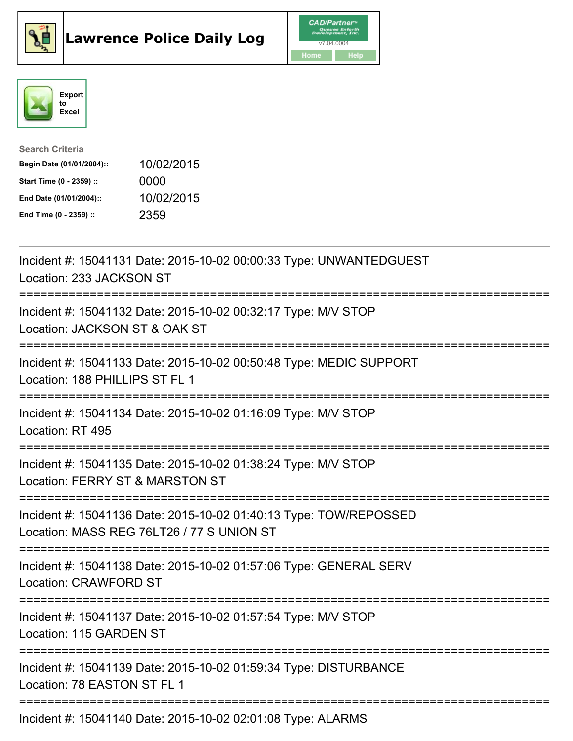# Lawrence Police Daily Log

CAD/Partner™ v7.04.0004

Home | Help

Export to Excel

**Search Criteria**

| | |
|---|---|
| **Begin Date (01/01/2004)::** | 10/02/2015 |
| **Start Time (0 - 2359) ::** | 0000 |
| **End Date (01/01/2004)::** | 10/02/2015 |
| **End Time (0 - 2359) ::** | 2359 |

---

Incident #: 15041131 Date: 2015-10-02 00:00:33 Type: UNWANTEDGUEST
Location: 233 JACKSON ST

===========================================================================

Incident #: 15041132 Date: 2015-10-02 00:32:17 Type: M/V STOP
Location: JACKSON ST & OAK ST

===========================================================================

Incident #: 15041133 Date: 2015-10-02 00:50:48 Type: MEDIC SUPPORT
Location: 188 PHILLIPS ST FL 1

===========================================================================

Incident #: 15041134 Date: 2015-10-02 01:16:09 Type: M/V STOP
Location: RT 495

===========================================================================

Incident #: 15041135 Date: 2015-10-02 01:38:24 Type: M/V STOP
Location: FERRY ST & MARSTON ST

===========================================================================

Incident #: 15041136 Date: 2015-10-02 01:40:13 Type: TOW/REPOSSED
Location: MASS REG 76LT26 / 77 S UNION ST

===========================================================================

Incident #: 15041138 Date: 2015-10-02 01:57:06 Type: GENERAL SERV
Location: CRAWFORD ST

===========================================================================

Incident #: 15041137 Date: 2015-10-02 01:57:54 Type: M/V STOP
Location: 115 GARDEN ST

===========================================================================

Incident #: 15041139 Date: 2015-10-02 01:59:34 Type: DISTURBANCE
Location: 78 EASTON ST FL 1

===========================================================================

Incident #: 15041140 Date: 2015-10-02 02:01:08 Type: ALARMS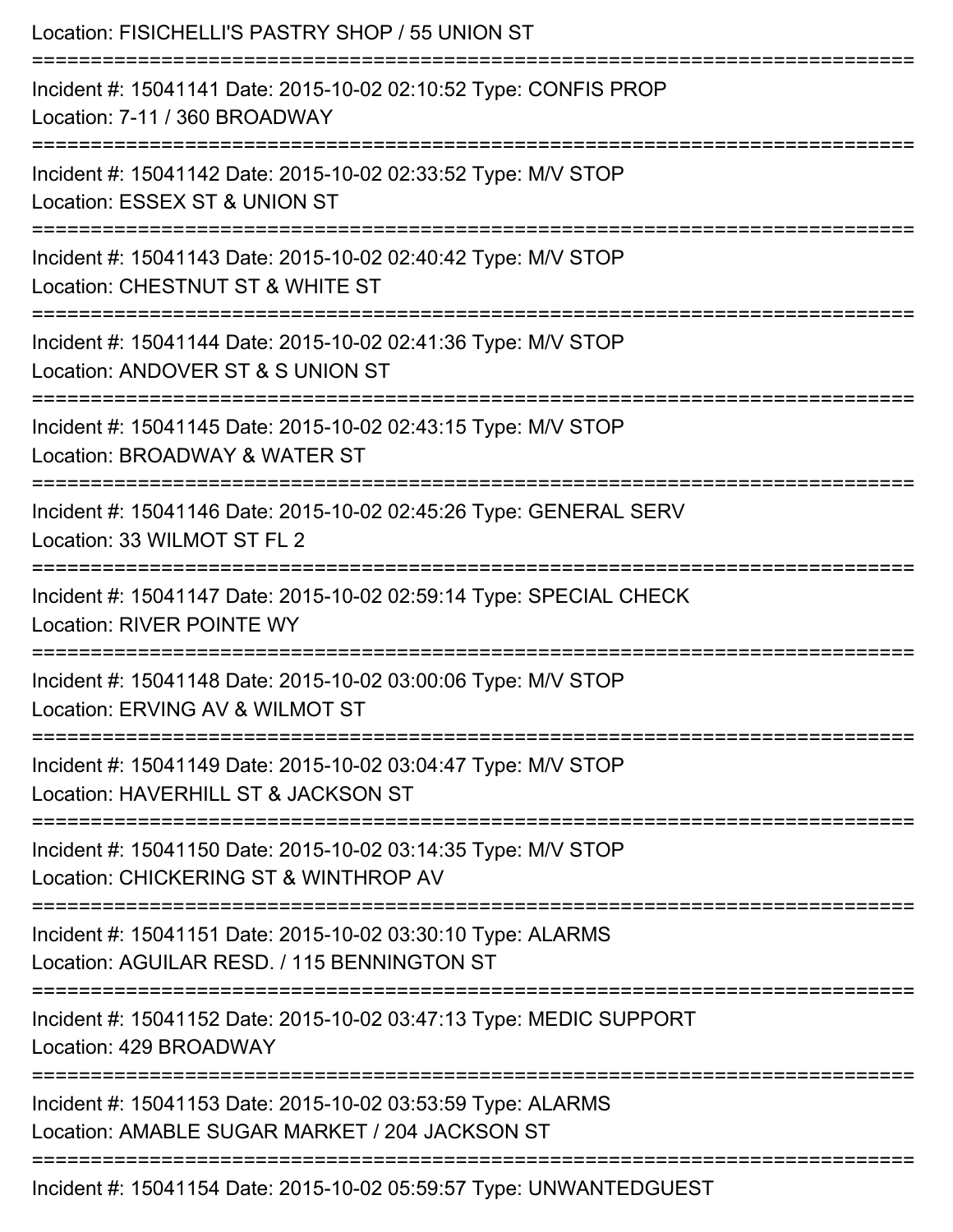Location: FISICHELLI'S PASTRY SHOP / 55 UNION ST

===========================================================================

Incident #: 15041141 Date: 2015-10-02 02:10:52 Type: CONFIS PROP
Location: 7-11 / 360 BROADWAY

===========================================================================

Incident #: 15041142 Date: 2015-10-02 02:33:52 Type: M/V STOP
Location: ESSEX ST & UNION ST

===========================================================================

Incident #: 15041143 Date: 2015-10-02 02:40:42 Type: M/V STOP
Location: CHESTNUT ST & WHITE ST

===========================================================================

Incident #: 15041144 Date: 2015-10-02 02:41:36 Type: M/V STOP
Location: ANDOVER ST & S UNION ST

===========================================================================

Incident #: 15041145 Date: 2015-10-02 02:43:15 Type: M/V STOP
Location: BROADWAY & WATER ST

===========================================================================

Incident #: 15041146 Date: 2015-10-02 02:45:26 Type: GENERAL SERV
Location: 33 WILMOT ST FL 2

===========================================================================

Incident #: 15041147 Date: 2015-10-02 02:59:14 Type: SPECIAL CHECK
Location: RIVER POINTE WY

===========================================================================

Incident #: 15041148 Date: 2015-10-02 03:00:06 Type: M/V STOP
Location: ERVING AV & WILMOT ST

===========================================================================

Incident #: 15041149 Date: 2015-10-02 03:04:47 Type: M/V STOP
Location: HAVERHILL ST & JACKSON ST

===========================================================================

Incident #: 15041150 Date: 2015-10-02 03:14:35 Type: M/V STOP
Location: CHICKERING ST & WINTHROP AV

===========================================================================

Incident #: 15041151 Date: 2015-10-02 03:30:10 Type: ALARMS
Location: AGUILAR RESD. / 115 BENNINGTON ST

===========================================================================

Incident #: 15041152 Date: 2015-10-02 03:47:13 Type: MEDIC SUPPORT
Location: 429 BROADWAY

===========================================================================

Incident #: 15041153 Date: 2015-10-02 03:53:59 Type: ALARMS
Location: AMABLE SUGAR MARKET / 204 JACKSON ST

===========================================================================

Incident #: 15041154 Date: 2015-10-02 05:59:57 Type: UNWANTEDGUEST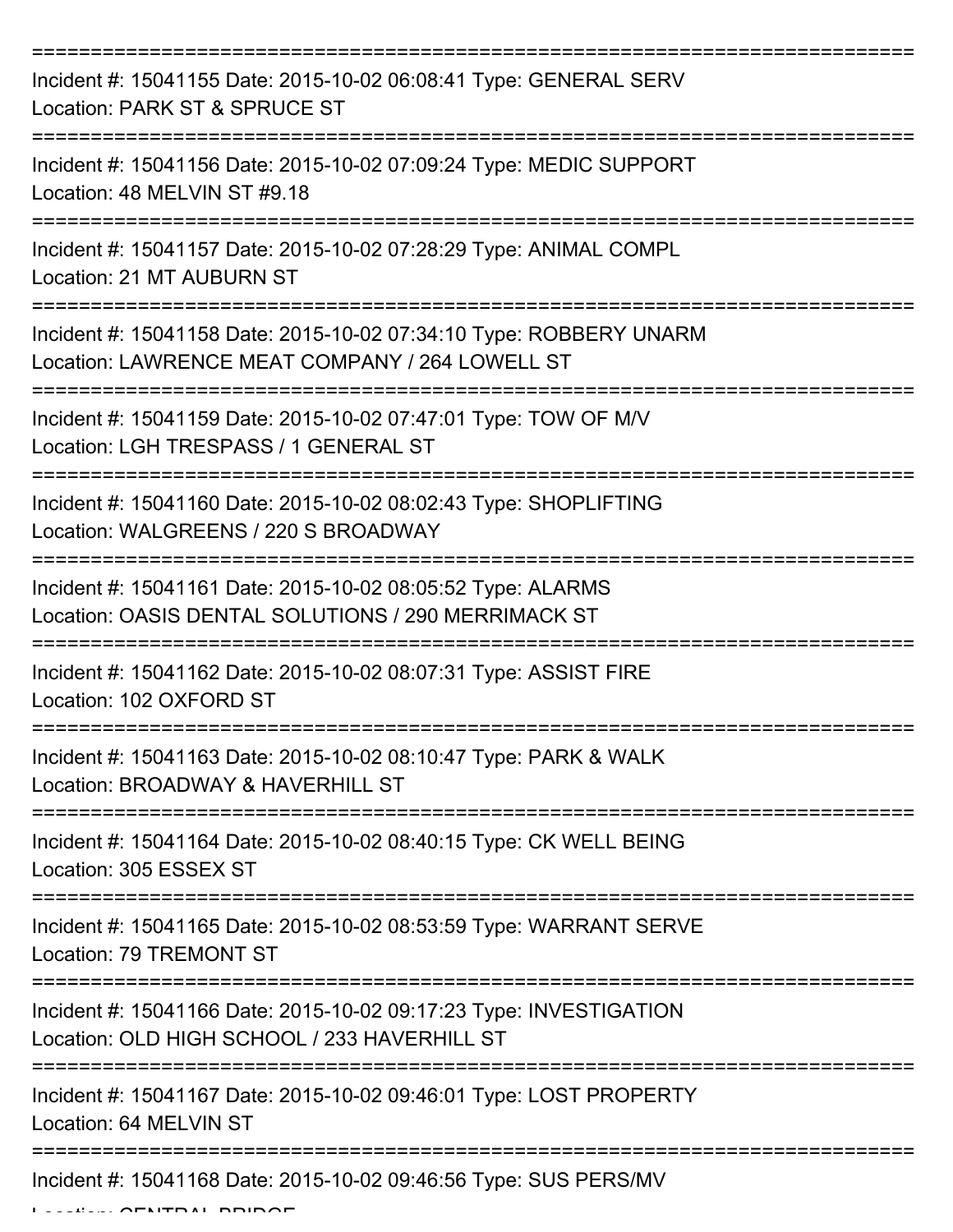===========================================================================

Incident #: 15041155 Date: 2015-10-02 06:08:41 Type: GENERAL SERV
Location: PARK ST & SPRUCE ST

===========================================================================

Incident #: 15041156 Date: 2015-10-02 07:09:24 Type: MEDIC SUPPORT
Location: 48 MELVIN ST #9.18

===========================================================================

Incident #: 15041157 Date: 2015-10-02 07:28:29 Type: ANIMAL COMPL
Location: 21 MT AUBURN ST

===========================================================================

Incident #: 15041158 Date: 2015-10-02 07:34:10 Type: ROBBERY UNARM
Location: LAWRENCE MEAT COMPANY / 264 LOWELL ST

===========================================================================

Incident #: 15041159 Date: 2015-10-02 07:47:01 Type: TOW OF M/V
Location: LGH TRESPASS / 1 GENERAL ST

===========================================================================

Incident #: 15041160 Date: 2015-10-02 08:02:43 Type: SHOPLIFTING
Location: WALGREENS / 220 S BROADWAY

===========================================================================

Incident #: 15041161 Date: 2015-10-02 08:05:52 Type: ALARMS
Location: OASIS DENTAL SOLUTIONS / 290 MERRIMACK ST

===========================================================================

Incident #: 15041162 Date: 2015-10-02 08:07:31 Type: ASSIST FIRE
Location: 102 OXFORD ST

===========================================================================

Incident #: 15041163 Date: 2015-10-02 08:10:47 Type: PARK & WALK
Location: BROADWAY & HAVERHILL ST

===========================================================================

Incident #: 15041164 Date: 2015-10-02 08:40:15 Type: CK WELL BEING
Location: 305 ESSEX ST

===========================================================================

Incident #: 15041165 Date: 2015-10-02 08:53:59 Type: WARRANT SERVE
Location: 79 TREMONT ST

===========================================================================

Incident #: 15041166 Date: 2015-10-02 09:17:23 Type: INVESTIGATION
Location: OLD HIGH SCHOOL / 233 HAVERHILL ST

===========================================================================

Incident #: 15041167 Date: 2015-10-02 09:46:01 Type: LOST PROPERTY
Location: 64 MELVIN ST

===========================================================================

Incident #: 15041168 Date: 2015-10-02 09:46:56 Type: SUS PERS/MV
Location: CENTRAL BRIDGE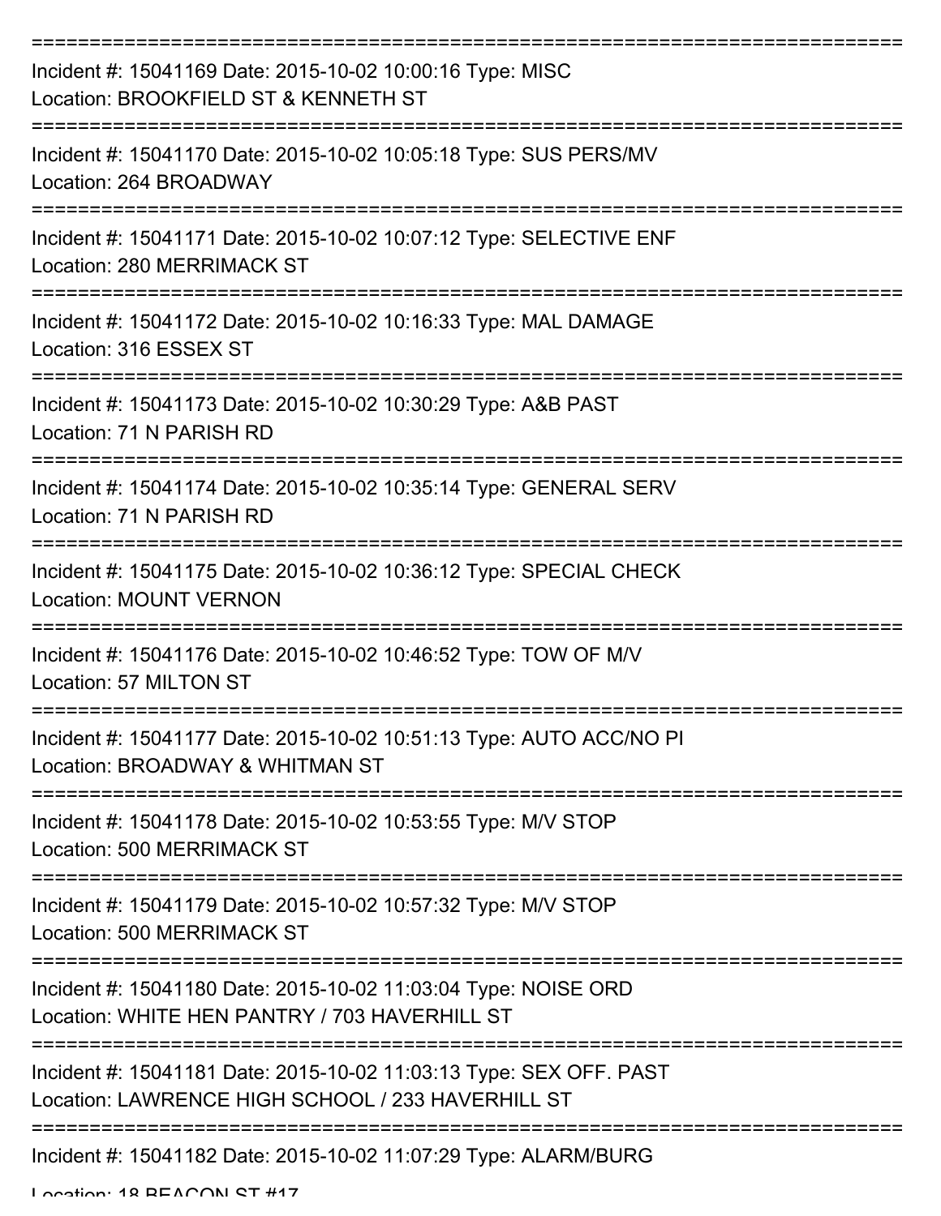===========================================================================

Incident #: 15041169 Date: 2015-10-02 10:00:16 Type: MISC
Location: BROOKFIELD ST & KENNETH ST

===========================================================================

Incident #: 15041170 Date: 2015-10-02 10:05:18 Type: SUS PERS/MV
Location: 264 BROADWAY

===========================================================================

Incident #: 15041171 Date: 2015-10-02 10:07:12 Type: SELECTIVE ENF
Location: 280 MERRIMACK ST

===========================================================================

Incident #: 15041172 Date: 2015-10-02 10:16:33 Type: MAL DAMAGE
Location: 316 ESSEX ST

===========================================================================

Incident #: 15041173 Date: 2015-10-02 10:30:29 Type: A&B PAST
Location: 71 N PARISH RD

===========================================================================

Incident #: 15041174 Date: 2015-10-02 10:35:14 Type: GENERAL SERV
Location: 71 N PARISH RD

===========================================================================

Incident #: 15041175 Date: 2015-10-02 10:36:12 Type: SPECIAL CHECK
Location: MOUNT VERNON

===========================================================================

Incident #: 15041176 Date: 2015-10-02 10:46:52 Type: TOW OF M/V
Location: 57 MILTON ST

===========================================================================

Incident #: 15041177 Date: 2015-10-02 10:51:13 Type: AUTO ACC/NO PI
Location: BROADWAY & WHITMAN ST

===========================================================================

Incident #: 15041178 Date: 2015-10-02 10:53:55 Type: M/V STOP
Location: 500 MERRIMACK ST

===========================================================================

Incident #: 15041179 Date: 2015-10-02 10:57:32 Type: M/V STOP
Location: 500 MERRIMACK ST

===========================================================================

Incident #: 15041180 Date: 2015-10-02 11:03:04 Type: NOISE ORD
Location: WHITE HEN PANTRY / 703 HAVERHILL ST

===========================================================================

Incident #: 15041181 Date: 2015-10-02 11:03:13 Type: SEX OFF. PAST
Location: LAWRENCE HIGH SCHOOL / 233 HAVERHILL ST

===========================================================================

Incident #: 15041182 Date: 2015-10-02 11:07:29 Type: ALARM/BURG
Location: 18 BEACON ST #17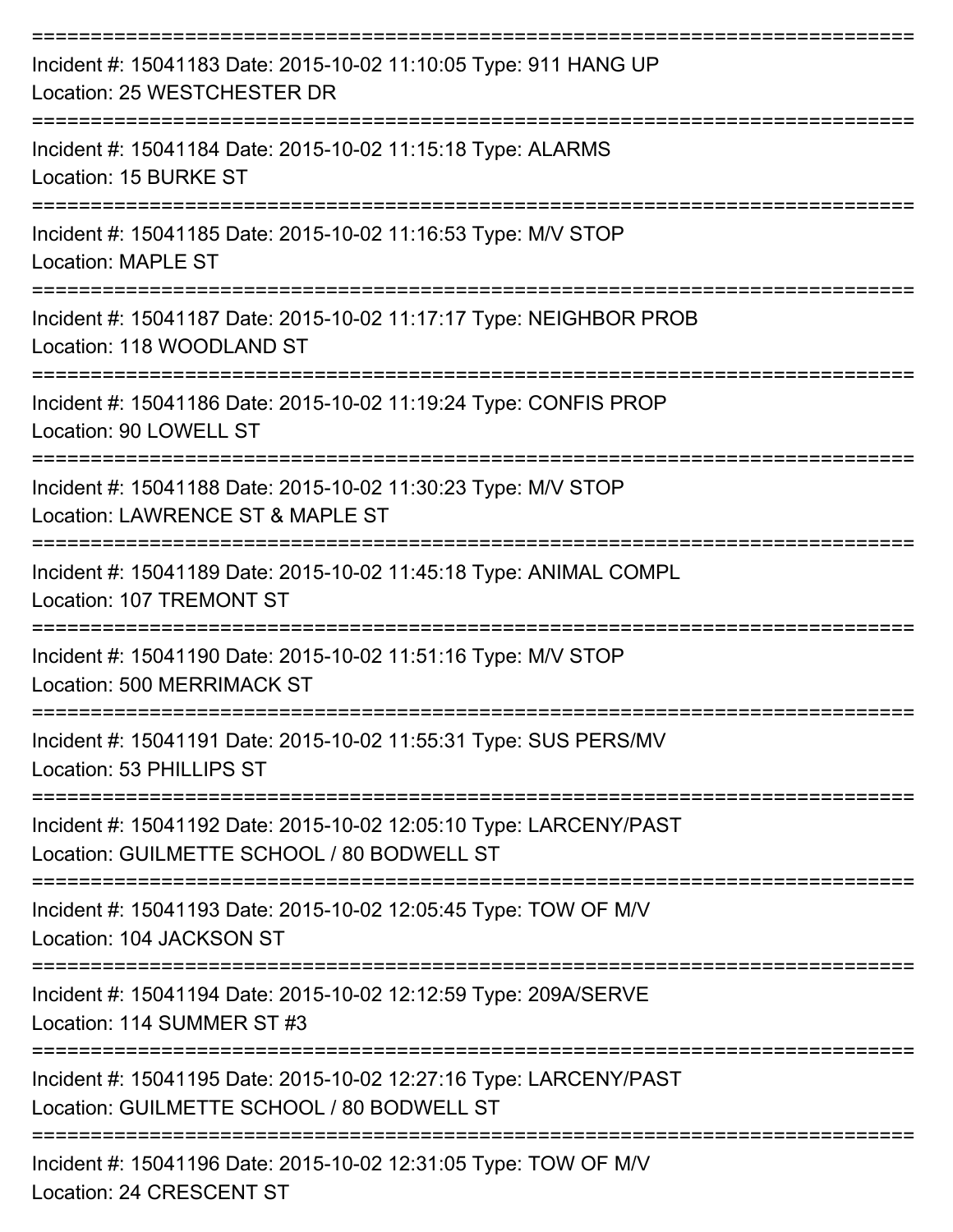===========================================================================

Incident #: 15041183 Date: 2015-10-02 11:10:05 Type: 911 HANG UP
Location: 25 WESTCHESTER DR

===========================================================================

Incident #: 15041184 Date: 2015-10-02 11:15:18 Type: ALARMS
Location: 15 BURKE ST

===========================================================================

Incident #: 15041185 Date: 2015-10-02 11:16:53 Type: M/V STOP
Location: MAPLE ST

===========================================================================

Incident #: 15041187 Date: 2015-10-02 11:17:17 Type: NEIGHBOR PROB
Location: 118 WOODLAND ST

===========================================================================

Incident #: 15041186 Date: 2015-10-02 11:19:24 Type: CONFIS PROP
Location: 90 LOWELL ST

===========================================================================

Incident #: 15041188 Date: 2015-10-02 11:30:23 Type: M/V STOP
Location: LAWRENCE ST & MAPLE ST

===========================================================================

Incident #: 15041189 Date: 2015-10-02 11:45:18 Type: ANIMAL COMPL
Location: 107 TREMONT ST

===========================================================================

Incident #: 15041190 Date: 2015-10-02 11:51:16 Type: M/V STOP
Location: 500 MERRIMACK ST

===========================================================================

Incident #: 15041191 Date: 2015-10-02 11:55:31 Type: SUS PERS/MV
Location: 53 PHILLIPS ST

===========================================================================

Incident #: 15041192 Date: 2015-10-02 12:05:10 Type: LARCENY/PAST
Location: GUILMETTE SCHOOL / 80 BODWELL ST

===========================================================================

Incident #: 15041193 Date: 2015-10-02 12:05:45 Type: TOW OF M/V
Location: 104 JACKSON ST

===========================================================================

Incident #: 15041194 Date: 2015-10-02 12:12:59 Type: 209A/SERVE
Location: 114 SUMMER ST #3

===========================================================================

Incident #: 15041195 Date: 2015-10-02 12:27:16 Type: LARCENY/PAST
Location: GUILMETTE SCHOOL / 80 BODWELL ST

===========================================================================

Incident #: 15041196 Date: 2015-10-02 12:31:05 Type: TOW OF M/V
Location: 24 CRESCENT ST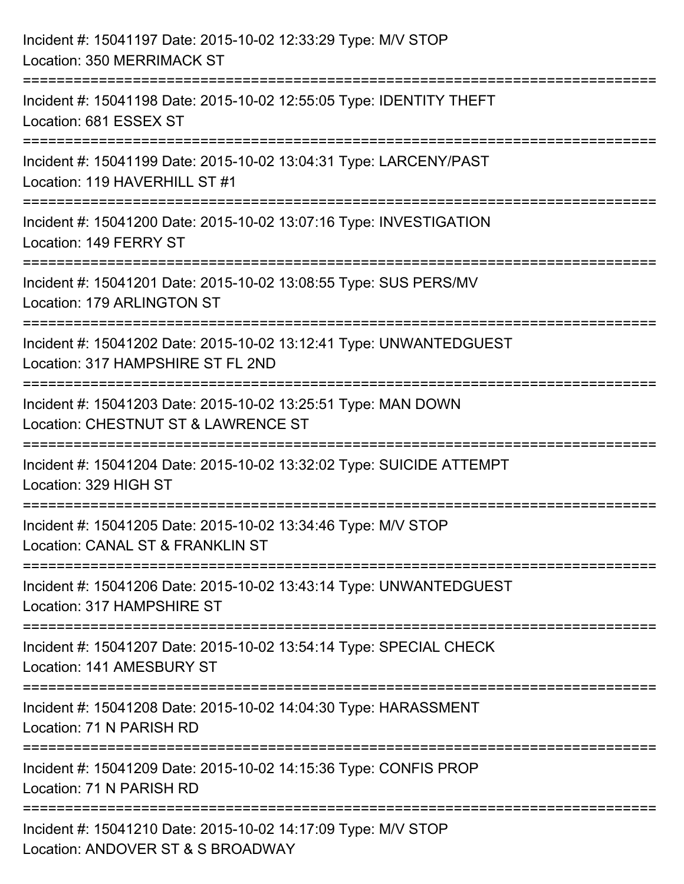Incident #: 15041197 Date: 2015-10-02 12:33:29 Type: M/V STOP
Location: 350 MERRIMACK ST

===========================================================================

Incident #: 15041198 Date: 2015-10-02 12:55:05 Type: IDENTITY THEFT
Location: 681 ESSEX ST

===========================================================================

Incident #: 15041199 Date: 2015-10-02 13:04:31 Type: LARCENY/PAST
Location: 119 HAVERHILL ST #1

===========================================================================

Incident #: 15041200 Date: 2015-10-02 13:07:16 Type: INVESTIGATION
Location: 149 FERRY ST

===========================================================================

Incident #: 15041201 Date: 2015-10-02 13:08:55 Type: SUS PERS/MV
Location: 179 ARLINGTON ST

===========================================================================

Incident #: 15041202 Date: 2015-10-02 13:12:41 Type: UNWANTEDGUEST
Location: 317 HAMPSHIRE ST FL 2ND

===========================================================================

Incident #: 15041203 Date: 2015-10-02 13:25:51 Type: MAN DOWN
Location: CHESTNUT ST & LAWRENCE ST

===========================================================================

Incident #: 15041204 Date: 2015-10-02 13:32:02 Type: SUICIDE ATTEMPT
Location: 329 HIGH ST

===========================================================================

Incident #: 15041205 Date: 2015-10-02 13:34:46 Type: M/V STOP
Location: CANAL ST & FRANKLIN ST

===========================================================================

Incident #: 15041206 Date: 2015-10-02 13:43:14 Type: UNWANTEDGUEST
Location: 317 HAMPSHIRE ST

===========================================================================

Incident #: 15041207 Date: 2015-10-02 13:54:14 Type: SPECIAL CHECK
Location: 141 AMESBURY ST

===========================================================================

Incident #: 15041208 Date: 2015-10-02 14:04:30 Type: HARASSMENT
Location: 71 N PARISH RD

===========================================================================

Incident #: 15041209 Date: 2015-10-02 14:15:36 Type: CONFIS PROP
Location: 71 N PARISH RD

===========================================================================

Incident #: 15041210 Date: 2015-10-02 14:17:09 Type: M/V STOP
Location: ANDOVER ST & S BROADWAY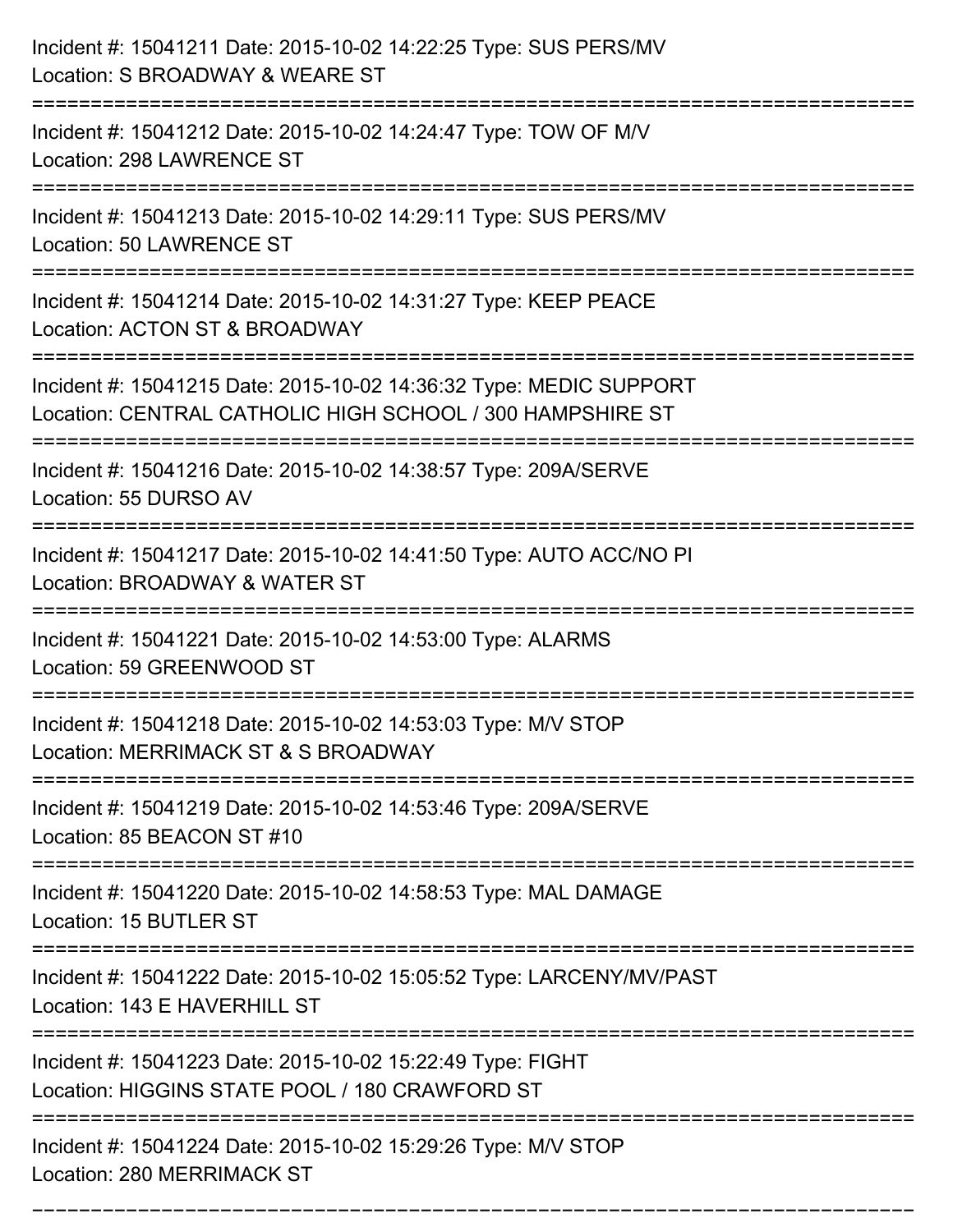Incident #: 15041211 Date: 2015-10-02 14:22:25 Type: SUS PERS/MV
Location: S BROADWAY & WEARE ST

===========================================================================

Incident #: 15041212 Date: 2015-10-02 14:24:47 Type: TOW OF M/V
Location: 298 LAWRENCE ST

===========================================================================

Incident #: 15041213 Date: 2015-10-02 14:29:11 Type: SUS PERS/MV
Location: 50 LAWRENCE ST

===========================================================================

Incident #: 15041214 Date: 2015-10-02 14:31:27 Type: KEEP PEACE
Location: ACTON ST & BROADWAY

===========================================================================

Incident #: 15041215 Date: 2015-10-02 14:36:32 Type: MEDIC SUPPORT
Location: CENTRAL CATHOLIC HIGH SCHOOL / 300 HAMPSHIRE ST

===========================================================================

Incident #: 15041216 Date: 2015-10-02 14:38:57 Type: 209A/SERVE
Location: 55 DURSO AV

===========================================================================

Incident #: 15041217 Date: 2015-10-02 14:41:50 Type: AUTO ACC/NO PI
Location: BROADWAY & WATER ST

===========================================================================

Incident #: 15041221 Date: 2015-10-02 14:53:00 Type: ALARMS
Location: 59 GREENWOOD ST

===========================================================================

Incident #: 15041218 Date: 2015-10-02 14:53:03 Type: M/V STOP
Location: MERRIMACK ST & S BROADWAY

===========================================================================

Incident #: 15041219 Date: 2015-10-02 14:53:46 Type: 209A/SERVE
Location: 85 BEACON ST #10

===========================================================================

Incident #: 15041220 Date: 2015-10-02 14:58:53 Type: MAL DAMAGE
Location: 15 BUTLER ST

===========================================================================

Incident #: 15041222 Date: 2015-10-02 15:05:52 Type: LARCENY/MV/PAST
Location: 143 E HAVERHILL ST

===========================================================================

Incident #: 15041223 Date: 2015-10-02 15:22:49 Type: FIGHT
Location: HIGGINS STATE POOL / 180 CRAWFORD ST

===========================================================================

Incident #: 15041224 Date: 2015-10-02 15:29:26 Type: M/V STOP
Location: 280 MERRIMACK ST

===========================================================================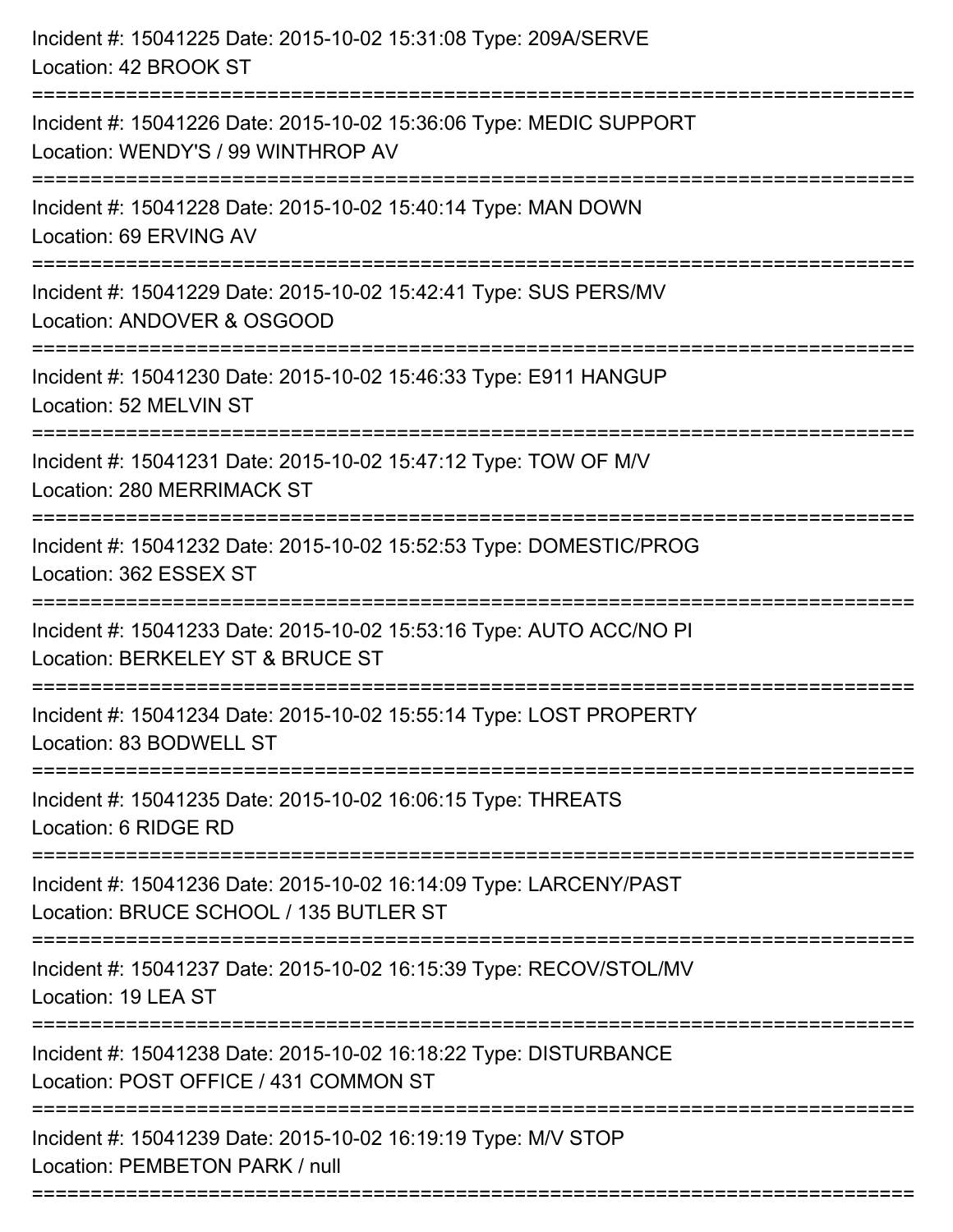Incident #: 15041225 Date: 2015-10-02 15:31:08 Type: 209A/SERVE
Location: 42 BROOK ST

===========================================================================

Incident #: 15041226 Date: 2015-10-02 15:36:06 Type: MEDIC SUPPORT
Location: WENDY'S / 99 WINTHROP AV

===========================================================================

Incident #: 15041228 Date: 2015-10-02 15:40:14 Type: MAN DOWN
Location: 69 ERVING AV

===========================================================================

Incident #: 15041229 Date: 2015-10-02 15:42:41 Type: SUS PERS/MV
Location: ANDOVER & OSGOOD

===========================================================================

Incident #: 15041230 Date: 2015-10-02 15:46:33 Type: E911 HANGUP
Location: 52 MELVIN ST

===========================================================================

Incident #: 15041231 Date: 2015-10-02 15:47:12 Type: TOW OF M/V
Location: 280 MERRIMACK ST

===========================================================================

Incident #: 15041232 Date: 2015-10-02 15:52:53 Type: DOMESTIC/PROG
Location: 362 ESSEX ST

===========================================================================

Incident #: 15041233 Date: 2015-10-02 15:53:16 Type: AUTO ACC/NO PI
Location: BERKELEY ST & BRUCE ST

===========================================================================

Incident #: 15041234 Date: 2015-10-02 15:55:14 Type: LOST PROPERTY
Location: 83 BODWELL ST

===========================================================================

Incident #: 15041235 Date: 2015-10-02 16:06:15 Type: THREATS
Location: 6 RIDGE RD

===========================================================================

Incident #: 15041236 Date: 2015-10-02 16:14:09 Type: LARCENY/PAST
Location: BRUCE SCHOOL / 135 BUTLER ST

===========================================================================

Incident #: 15041237 Date: 2015-10-02 16:15:39 Type: RECOV/STOL/MV
Location: 19 LEA ST

===========================================================================

Incident #: 15041238 Date: 2015-10-02 16:18:22 Type: DISTURBANCE
Location: POST OFFICE / 431 COMMON ST

===========================================================================

Incident #: 15041239 Date: 2015-10-02 16:19:19 Type: M/V STOP
Location: PEMBETON PARK / null

===========================================================================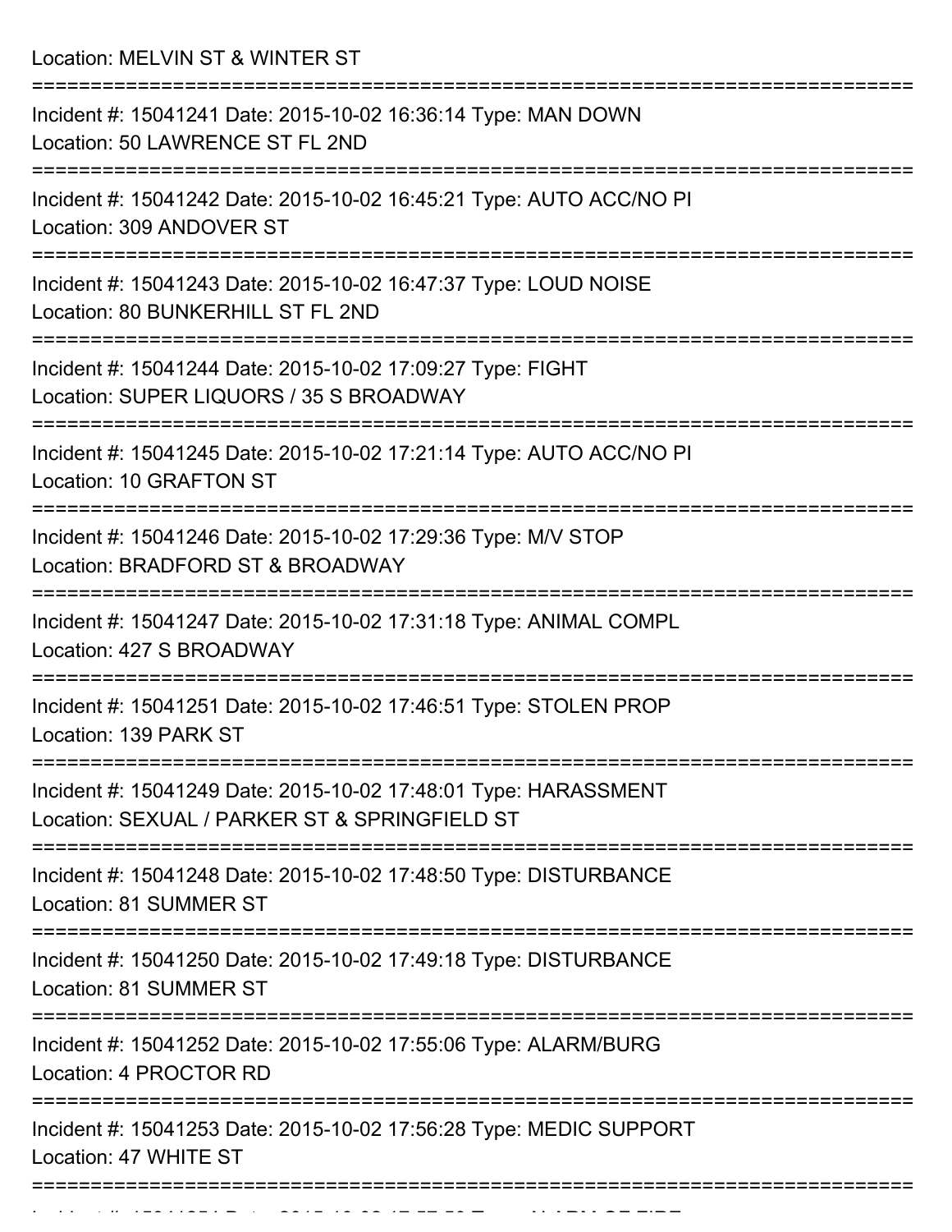Location: MELVIN ST & WINTER ST

===========================================================================

Incident #: 15041241 Date: 2015-10-02 16:36:14 Type: MAN DOWN
Location: 50 LAWRENCE ST FL 2ND

===========================================================================

Incident #: 15041242 Date: 2015-10-02 16:45:21 Type: AUTO ACC/NO PI
Location: 309 ANDOVER ST

===========================================================================

Incident #: 15041243 Date: 2015-10-02 16:47:37 Type: LOUD NOISE
Location: 80 BUNKERHILL ST FL 2ND

===========================================================================

Incident #: 15041244 Date: 2015-10-02 17:09:27 Type: FIGHT
Location: SUPER LIQUORS / 35 S BROADWAY

===========================================================================

Incident #: 15041245 Date: 2015-10-02 17:21:14 Type: AUTO ACC/NO PI
Location: 10 GRAFTON ST

===========================================================================

Incident #: 15041246 Date: 2015-10-02 17:29:36 Type: M/V STOP
Location: BRADFORD ST & BROADWAY

===========================================================================

Incident #: 15041247 Date: 2015-10-02 17:31:18 Type: ANIMAL COMPL
Location: 427 S BROADWAY

===========================================================================

Incident #: 15041251 Date: 2015-10-02 17:46:51 Type: STOLEN PROP
Location: 139 PARK ST

===========================================================================

Incident #: 15041249 Date: 2015-10-02 17:48:01 Type: HARASSMENT
Location: SEXUAL / PARKER ST & SPRINGFIELD ST

===========================================================================

Incident #: 15041248 Date: 2015-10-02 17:48:50 Type: DISTURBANCE
Location: 81 SUMMER ST

===========================================================================

Incident #: 15041250 Date: 2015-10-02 17:49:18 Type: DISTURBANCE
Location: 81 SUMMER ST

===========================================================================

Incident #: 15041252 Date: 2015-10-02 17:55:06 Type: ALARM/BURG
Location: 4 PROCTOR RD

===========================================================================

Incident #: 15041253 Date: 2015-10-02 17:56:28 Type: MEDIC SUPPORT
Location: 47 WHITE ST

===========================================================================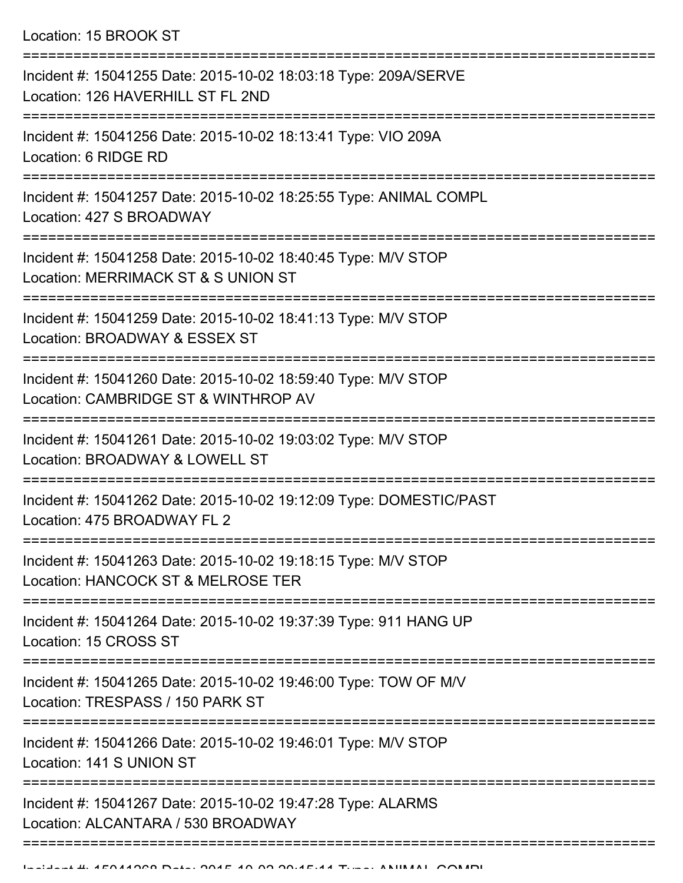Location: 15 BROOK ST

===========================================================================

Incident #: 15041255 Date: 2015-10-02 18:03:18 Type: 209A/SERVE

Location: 126 HAVERHILL ST FL 2ND

===========================================================================

Incident #: 15041256 Date: 2015-10-02 18:13:41 Type: VIO 209A

Location: 6 RIDGE RD

===========================================================================

Incident #: 15041257 Date: 2015-10-02 18:25:55 Type: ANIMAL COMPL

Location: 427 S BROADWAY

===========================================================================

Incident #: 15041258 Date: 2015-10-02 18:40:45 Type: M/V STOP

Location: MERRIMACK ST & S UNION ST

===========================================================================

Incident #: 15041259 Date: 2015-10-02 18:41:13 Type: M/V STOP

Location: BROADWAY & ESSEX ST

===========================================================================

Incident #: 15041260 Date: 2015-10-02 18:59:40 Type: M/V STOP

Location: CAMBRIDGE ST & WINTHROP AV

===========================================================================

Incident #: 15041261 Date: 2015-10-02 19:03:02 Type: M/V STOP

Location: BROADWAY & LOWELL ST

===========================================================================

Incident #: 15041262 Date: 2015-10-02 19:12:09 Type: DOMESTIC/PAST

Location: 475 BROADWAY FL 2

===========================================================================

Incident #: 15041263 Date: 2015-10-02 19:18:15 Type: M/V STOP

Location: HANCOCK ST & MELROSE TER

===========================================================================

Incident #: 15041264 Date: 2015-10-02 19:37:39 Type: 911 HANG UP

Location: 15 CROSS ST

===========================================================================

Incident #: 15041265 Date: 2015-10-02 19:46:00 Type: TOW OF M/V

Location: TRESPASS / 150 PARK ST

===========================================================================

Incident #: 15041266 Date: 2015-10-02 19:46:01 Type: M/V STOP

Location: 141 S UNION ST

===========================================================================

Incident #: 15041267 Date: 2015-10-02 19:47:28 Type: ALARMS

Location: ALCANTARA / 530 BROADWAY

===========================================================================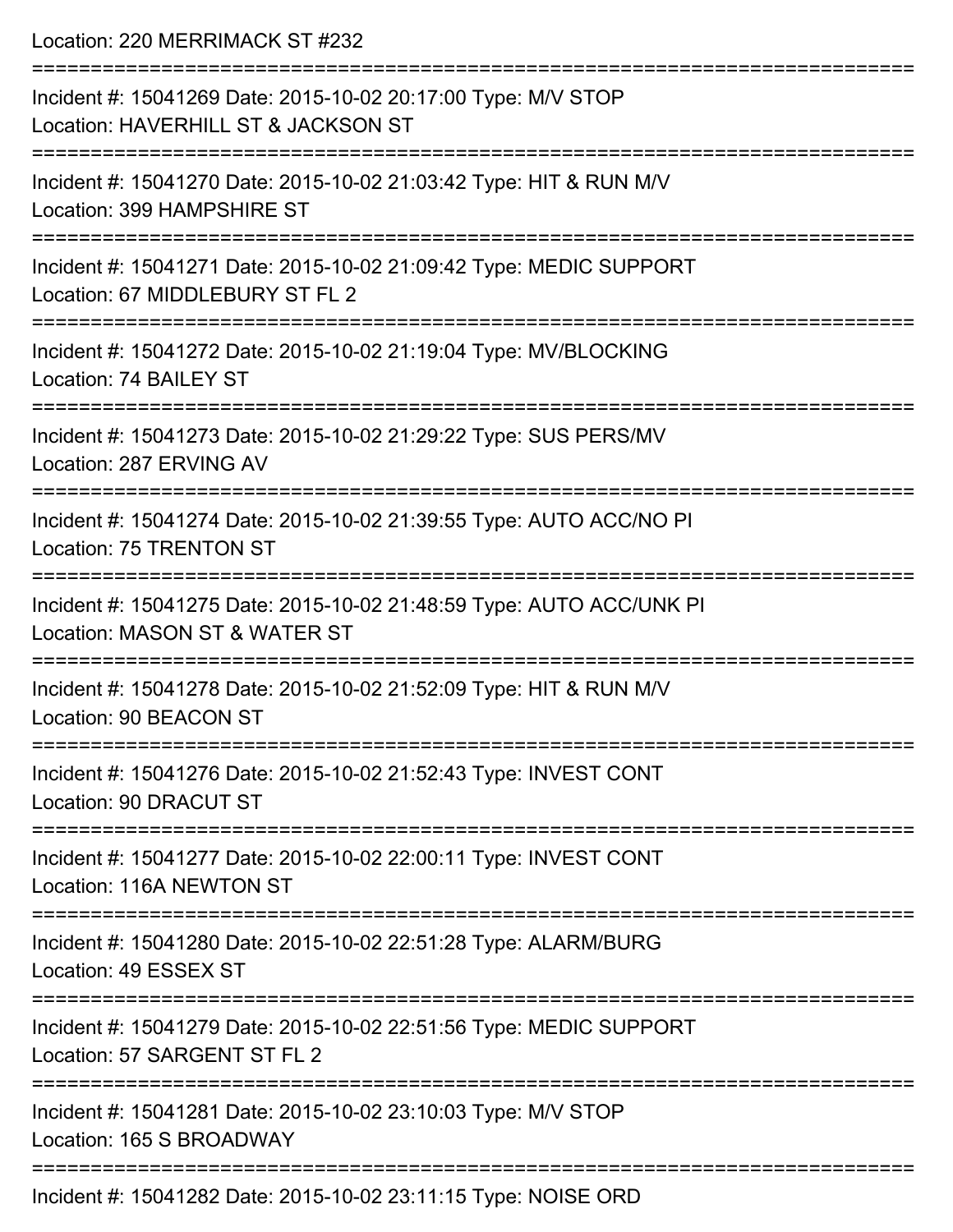Location: 220 MERRIMACK ST #232

===========================================================================

Incident #: 15041269 Date: 2015-10-02 20:17:00 Type: M/V STOP
Location: HAVERHILL ST & JACKSON ST

===========================================================================

Incident #: 15041270 Date: 2015-10-02 21:03:42 Type: HIT & RUN M/V
Location: 399 HAMPSHIRE ST

===========================================================================

Incident #: 15041271 Date: 2015-10-02 21:09:42 Type: MEDIC SUPPORT
Location: 67 MIDDLEBURY ST FL 2

===========================================================================

Incident #: 15041272 Date: 2015-10-02 21:19:04 Type: MV/BLOCKING
Location: 74 BAILEY ST

===========================================================================

Incident #: 15041273 Date: 2015-10-02 21:29:22 Type: SUS PERS/MV
Location: 287 ERVING AV

===========================================================================

Incident #: 15041274 Date: 2015-10-02 21:39:55 Type: AUTO ACC/NO PI
Location: 75 TRENTON ST

===========================================================================

Incident #: 15041275 Date: 2015-10-02 21:48:59 Type: AUTO ACC/UNK PI
Location: MASON ST & WATER ST

===========================================================================

Incident #: 15041278 Date: 2015-10-02 21:52:09 Type: HIT & RUN M/V
Location: 90 BEACON ST

===========================================================================

Incident #: 15041276 Date: 2015-10-02 21:52:43 Type: INVEST CONT
Location: 90 DRACUT ST

===========================================================================

Incident #: 15041277 Date: 2015-10-02 22:00:11 Type: INVEST CONT
Location: 116A NEWTON ST

===========================================================================

Incident #: 15041280 Date: 2015-10-02 22:51:28 Type: ALARM/BURG
Location: 49 ESSEX ST

===========================================================================

Incident #: 15041279 Date: 2015-10-02 22:51:56 Type: MEDIC SUPPORT
Location: 57 SARGENT ST FL 2

===========================================================================

Incident #: 15041281 Date: 2015-10-02 23:10:03 Type: M/V STOP
Location: 165 S BROADWAY

===========================================================================

Incident #: 15041282 Date: 2015-10-02 23:11:15 Type: NOISE ORD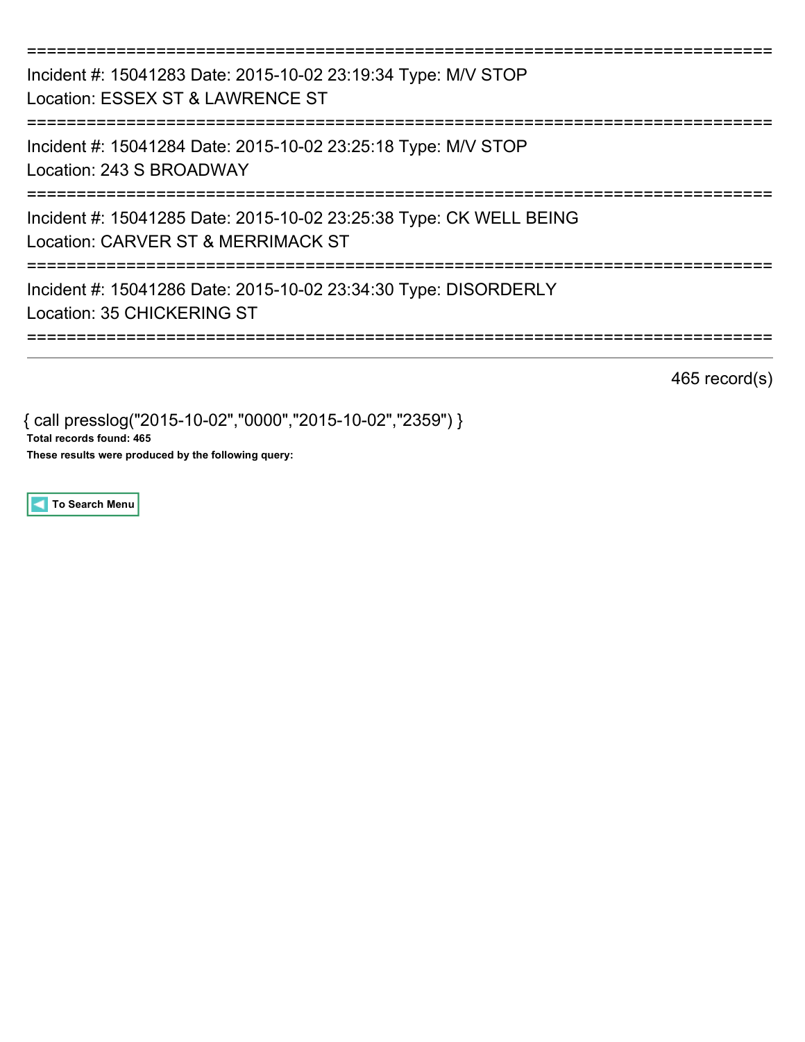===========================================================================

Incident #: 15041283 Date: 2015-10-02 23:19:34 Type: M/V STOP

Location: ESSEX ST & LAWRENCE ST

===========================================================================

Incident #: 15041284 Date: 2015-10-02 23:25:18 Type: M/V STOP

Location: 243 S BROADWAY

===========================================================================

Incident #: 15041285 Date: 2015-10-02 23:25:38 Type: CK WELL BEING

Location: CARVER ST & MERRIMACK ST

===========================================================================

Incident #: 15041286 Date: 2015-10-02 23:34:30 Type: DISORDERLY

Location: 35 CHICKERING ST

===========================================================================

465 record(s)

{ call presslog("2015-10-02","0000","2015-10-02","2359") }

**Total records found: 465**

**These results were produced by the following query:**

**To Search Menu**